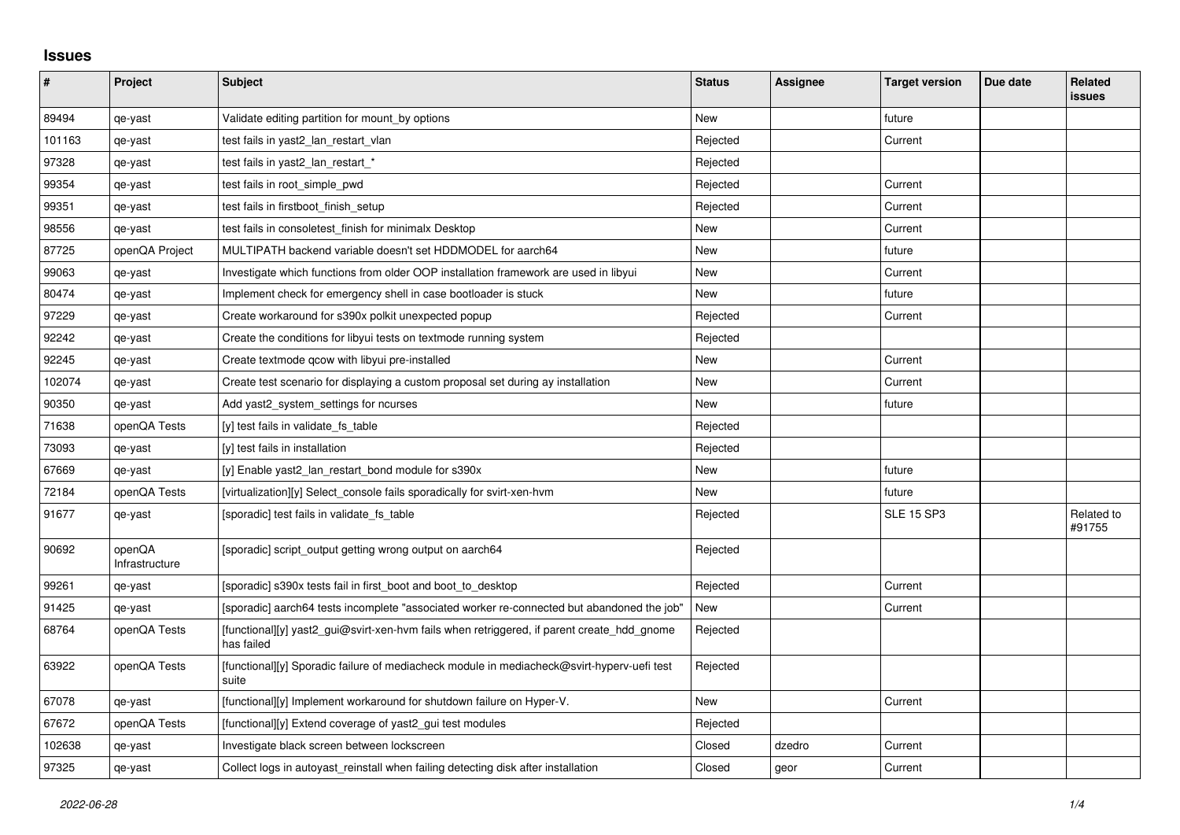## Issues

| # | Project | Subject | Status | Assignee | Target version | Due date | Related issues |
|---|---|---|---|---|---|---|---|
| 89494 | qe-yast | Validate editing partition for mount_by options | New | | future | | |
| 101163 | qe-yast | test fails in yast2_lan_restart_vlan | Rejected | | Current | | |
| 97328 | qe-yast | test fails in yast2_lan_restart_* | Rejected | | | | |
| 99354 | qe-yast | test fails in root_simple_pwd | Rejected | | Current | | |
| 99351 | qe-yast | test fails in firstboot_finish_setup | Rejected | | Current | | |
| 98556 | qe-yast | test fails in consoletest_finish for minimalx Desktop | New | | Current | | |
| 87725 | openQA Project | MULTIPATH backend variable doesn't set HDDMODEL for aarch64 | New | | future | | |
| 99063 | qe-yast | Investigate which functions from older OOP installation framework are used in libyui | New | | Current | | |
| 80474 | qe-yast | Implement check for emergency shell in case bootloader is stuck | New | | future | | |
| 97229 | qe-yast | Create workaround for s390x polkit unexpected popup | Rejected | | Current | | |
| 92242 | qe-yast | Create the conditions for libyui tests on textmode running system | Rejected | | | | |
| 92245 | qe-yast | Create textmode qcow with libyui pre-installed | New | | Current | | |
| 102074 | qe-yast | Create test scenario for displaying a custom proposal set during ay installation | New | | Current | | |
| 90350 | qe-yast | Add yast2_system_settings for ncurses | New | | future | | |
| 71638 | openQA Tests | [y] test fails in validate_fs_table | Rejected | | | | |
| 73093 | qe-yast | [y] test fails in installation | Rejected | | | | |
| 67669 | qe-yast | [y] Enable yast2_lan_restart_bond module for s390x | New | | future | | |
| 72184 | openQA Tests | [virtualization][y] Select_console fails sporadically for svirt-xen-hvm | New | | future | | |
| 91677 | qe-yast | [sporadic] test fails in validate_fs_table | Rejected | | SLE 15 SP3 | | Related to #91755 |
| 90692 | openQA Infrastructure | [sporadic] script_output getting wrong output on aarch64 | Rejected | | | | |
| 99261 | qe-yast | [sporadic] s390x tests fail in first_boot and boot_to_desktop | Rejected | | Current | | |
| 91425 | qe-yast | [sporadic] aarch64 tests incomplete "associated worker re-connected but abandoned the job" | New | | Current | | |
| 68764 | openQA Tests | [functional][y] yast2_gui@svirt-xen-hvm fails when retriggered, if parent create_hdd_gnome has failed | Rejected | | | | |
| 63922 | openQA Tests | [functional][y] Sporadic failure of mediacheck module in mediacheck@svirt-hyperv-uefi test suite | Rejected | | | | |
| 67078 | qe-yast | [functional][y] Implement workaround for shutdown failure on Hyper-V. | New | | Current | | |
| 67672 | openQA Tests | [functional][y] Extend coverage of yast2_gui test modules | Rejected | | | | |
| 102638 | qe-yast | Investigate black screen between lockscreen | Closed | dzedro | Current | | |
| 97325 | qe-yast | Collect logs in autoyast_reinstall when failing detecting disk after installation | Closed | geor | Current | | |

*2022-06-28*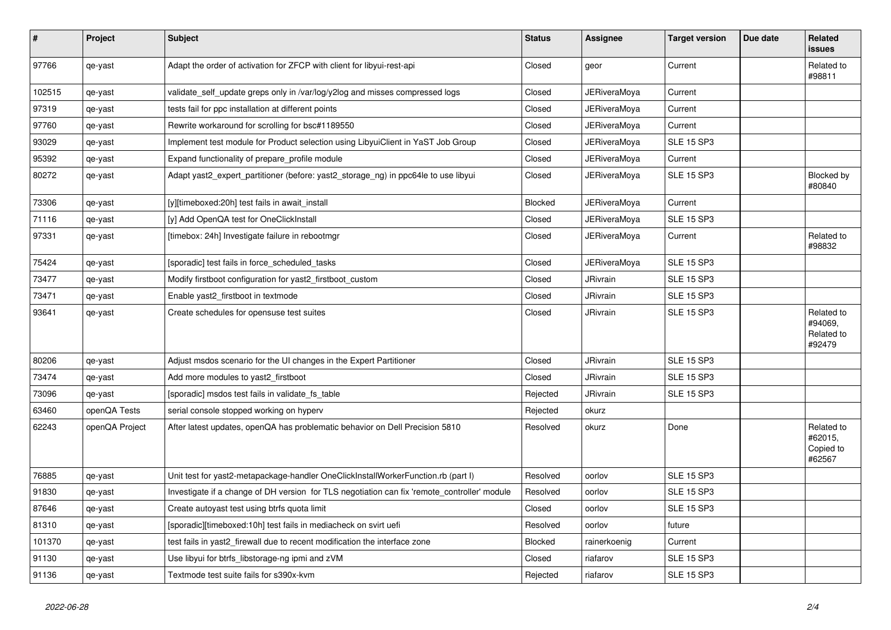| # | Project | Subject | Status | Assignee | Target version | Due date | Related issues |
|---|---|---|---|---|---|---|---|
| 97766 | qe-yast | Adapt the order of activation for ZFCP with client for libyui-rest-api | Closed | geor | Current | | Related to #98811 |
| 102515 | qe-yast | validate_self_update greps only in /var/log/y2log and misses compressed logs | Closed | JERiveraMoya | Current | | |
| 97319 | qe-yast | tests fail for ppc installation at different points | Closed | JERiveraMoya | Current | | |
| 97760 | qe-yast | Rewrite workaround for scrolling for bsc#1189550 | Closed | JERiveraMoya | Current | | |
| 93029 | qe-yast | Implement test module for Product selection using LibyuiClient in YaST Job Group | Closed | JERiveraMoya | SLE 15 SP3 | | |
| 95392 | qe-yast | Expand functionality of prepare_profile module | Closed | JERiveraMoya | Current | | |
| 80272 | qe-yast | Adapt yast2_expert_partitioner (before: yast2_storage_ng) in ppc64le to use libyui | Closed | JERiveraMoya | SLE 15 SP3 | | Blocked by #80840 |
| 73306 | qe-yast | [y][timeboxed:20h] test fails in await_install | Blocked | JERiveraMoya | Current | | |
| 71116 | qe-yast | [y] Add OpenQA test for OneClickInstall | Closed | JERiveraMoya | SLE 15 SP3 | | |
| 97331 | qe-yast | [timebox: 24h] Investigate failure in rebootmgr | Closed | JERiveraMoya | Current | | Related to #98832 |
| 75424 | qe-yast | [sporadic] test fails in force_scheduled_tasks | Closed | JERiveraMoya | SLE 15 SP3 | | |
| 73477 | qe-yast | Modify firstboot configuration for yast2_firstboot_custom | Closed | JRivrain | SLE 15 SP3 | | |
| 73471 | qe-yast | Enable yast2_firstboot in textmode | Closed | JRivrain | SLE 15 SP3 | | |
| 93641 | qe-yast | Create schedules for opensuse test suites | Closed | JRivrain | SLE 15 SP3 | | Related to #94069, Related to #92479 |
| 80206 | qe-yast | Adjust msdos scenario for the UI changes in the Expert Partitioner | Closed | JRivrain | SLE 15 SP3 | | |
| 73474 | qe-yast | Add more modules to yast2_firstboot | Closed | JRivrain | SLE 15 SP3 | | |
| 73096 | qe-yast | [sporadic] msdos test fails in validate_fs_table | Rejected | JRivrain | SLE 15 SP3 | | |
| 63460 | openQA Tests | serial console stopped working on hyperv | Rejected | okurz | | | |
| 62243 | openQA Project | After latest updates, openQA has problematic behavior on Dell Precision 5810 | Resolved | okurz | Done | | Related to #62015, Copied to #62567 |
| 76885 | qe-yast | Unit test for yast2-metapackage-handler OneClickInstallWorkerFunction.rb (part I) | Resolved | oorlov | SLE 15 SP3 | | |
| 91830 | qe-yast | Investigate if a change of DH version for TLS negotiation can fix 'remote_controller' module | Resolved | oorlov | SLE 15 SP3 | | |
| 87646 | qe-yast | Create autoyast test using btrfs quota limit | Closed | oorlov | SLE 15 SP3 | | |
| 81310 | qe-yast | [sporadic][timeboxed:10h] test fails in mediacheck on svirt uefi | Resolved | oorlov | future | | |
| 101370 | qe-yast | test fails in yast2_firewall due to recent modification the interface zone | Blocked | rainerkoenig | Current | | |
| 91130 | qe-yast | Use libyui for btrfs_libstorage-ng ipmi and zVM | Closed | riafarov | SLE 15 SP3 | | |
| 91136 | qe-yast | Textmode test suite fails for s390x-kvm | Rejected | riafarov | SLE 15 SP3 | | |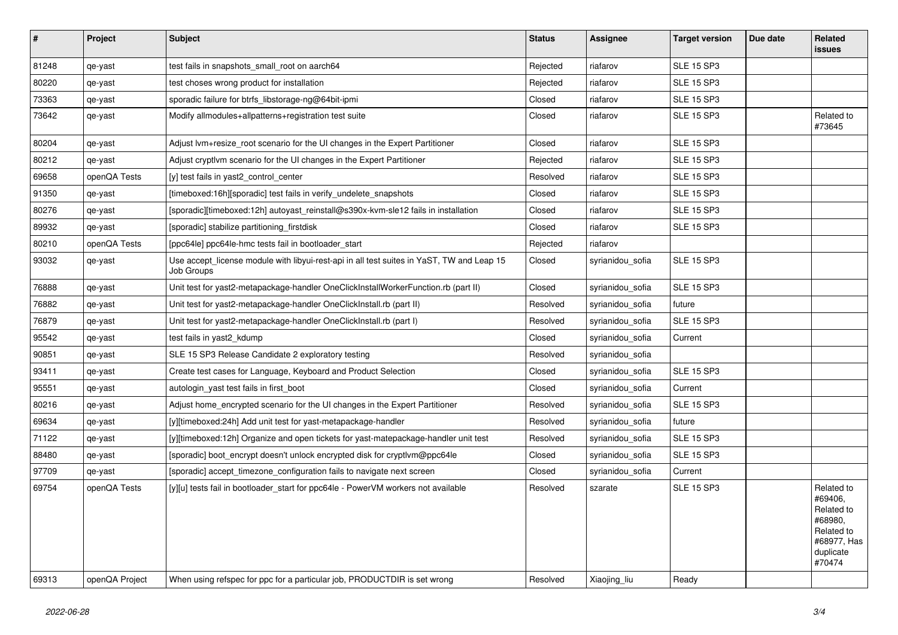| # | Project | Subject | Status | Assignee | Target version | Due date | Related issues |
|---|---|---|---|---|---|---|---|
| 81248 | qe-yast | test fails in snapshots_small_root on aarch64 | Rejected | riafarov | SLE 15 SP3 | | |
| 80220 | qe-yast | test choses wrong product for installation | Rejected | riafarov | SLE 15 SP3 | | |
| 73363 | qe-yast | sporadic failure for btrfs_libstorage-ng@64bit-ipmi | Closed | riafarov | SLE 15 SP3 | | |
| 73642 | qe-yast | Modify allmodules+allpatterns+registration test suite | Closed | riafarov | SLE 15 SP3 | | Related to #73645 |
| 80204 | qe-yast | Adjust lvm+resize_root scenario for the UI changes in the Expert Partitioner | Closed | riafarov | SLE 15 SP3 | | |
| 80212 | qe-yast | Adjust cryptlvm scenario for the UI changes in the Expert Partitioner | Rejected | riafarov | SLE 15 SP3 | | |
| 69658 | openQA Tests | [y] test fails in yast2_control_center | Resolved | riafarov | SLE 15 SP3 | | |
| 91350 | qe-yast | [timeboxed:16h][sporadic] test fails in verify_undelete_snapshots | Closed | riafarov | SLE 15 SP3 | | |
| 80276 | qe-yast | [sporadic][timeboxed:12h] autoyast_reinstall@s390x-kvm-sle12 fails in installation | Closed | riafarov | SLE 15 SP3 | | |
| 89932 | qe-yast | [sporadic] stabilize partitioning_firstdisk | Closed | riafarov | SLE 15 SP3 | | |
| 80210 | openQA Tests | [ppc64le] ppc64le-hmc tests fail in bootloader_start | Rejected | riafarov | | | |
| 93032 | qe-yast | Use accept_license module with libyui-rest-api in all test suites in YaST, TW and Leap 15 Job Groups | Closed | syrianidou_sofia | SLE 15 SP3 | | |
| 76888 | qe-yast | Unit test for yast2-metapackage-handler OneClickInstallWorkerFunction.rb (part II) | Closed | syrianidou_sofia | SLE 15 SP3 | | |
| 76882 | qe-yast | Unit test for yast2-metapackage-handler OneClickInstall.rb (part II) | Resolved | syrianidou_sofia | future | | |
| 76879 | qe-yast | Unit test for yast2-metapackage-handler OneClickInstall.rb (part I) | Resolved | syrianidou_sofia | SLE 15 SP3 | | |
| 95542 | qe-yast | test fails in yast2_kdump | Closed | syrianidou_sofia | Current | | |
| 90851 | qe-yast | SLE 15 SP3 Release Candidate 2 exploratory testing | Resolved | syrianidou_sofia | | | |
| 93411 | qe-yast | Create test cases for Language, Keyboard and Product Selection | Closed | syrianidou_sofia | SLE 15 SP3 | | |
| 95551 | qe-yast | autologin_yast test fails in first_boot | Closed | syrianidou_sofia | Current | | |
| 80216 | qe-yast | Adjust home_encrypted scenario for the UI changes in the Expert Partitioner | Resolved | syrianidou_sofia | SLE 15 SP3 | | |
| 69634 | qe-yast | [y][timeboxed:24h] Add unit test for yast-metapackage-handler | Resolved | syrianidou_sofia | future | | |
| 71122 | qe-yast | [y][timeboxed:12h] Organize and open tickets for yast-matepackage-handler unit test | Resolved | syrianidou_sofia | SLE 15 SP3 | | |
| 88480 | qe-yast | [sporadic] boot_encrypt doesn't unlock encrypted disk for cryptlvm@ppc64le | Closed | syrianidou_sofia | SLE 15 SP3 | | |
| 97709 | qe-yast | [sporadic] accept_timezone_configuration fails to navigate next screen | Closed | syrianidou_sofia | Current | | |
| 69754 | openQA Tests | [y][u] tests fail in bootloader_start for ppc64le - PowerVM workers not available | Resolved | szarate | SLE 15 SP3 | | Related to #69406, Related to #68980, Related to #68977, Has duplicate #70474 |
| 69313 | openQA Project | When using refspec for ppc for a particular job, PRODUCTDIR is set wrong | Resolved | Xiaojing_liu | Ready | | |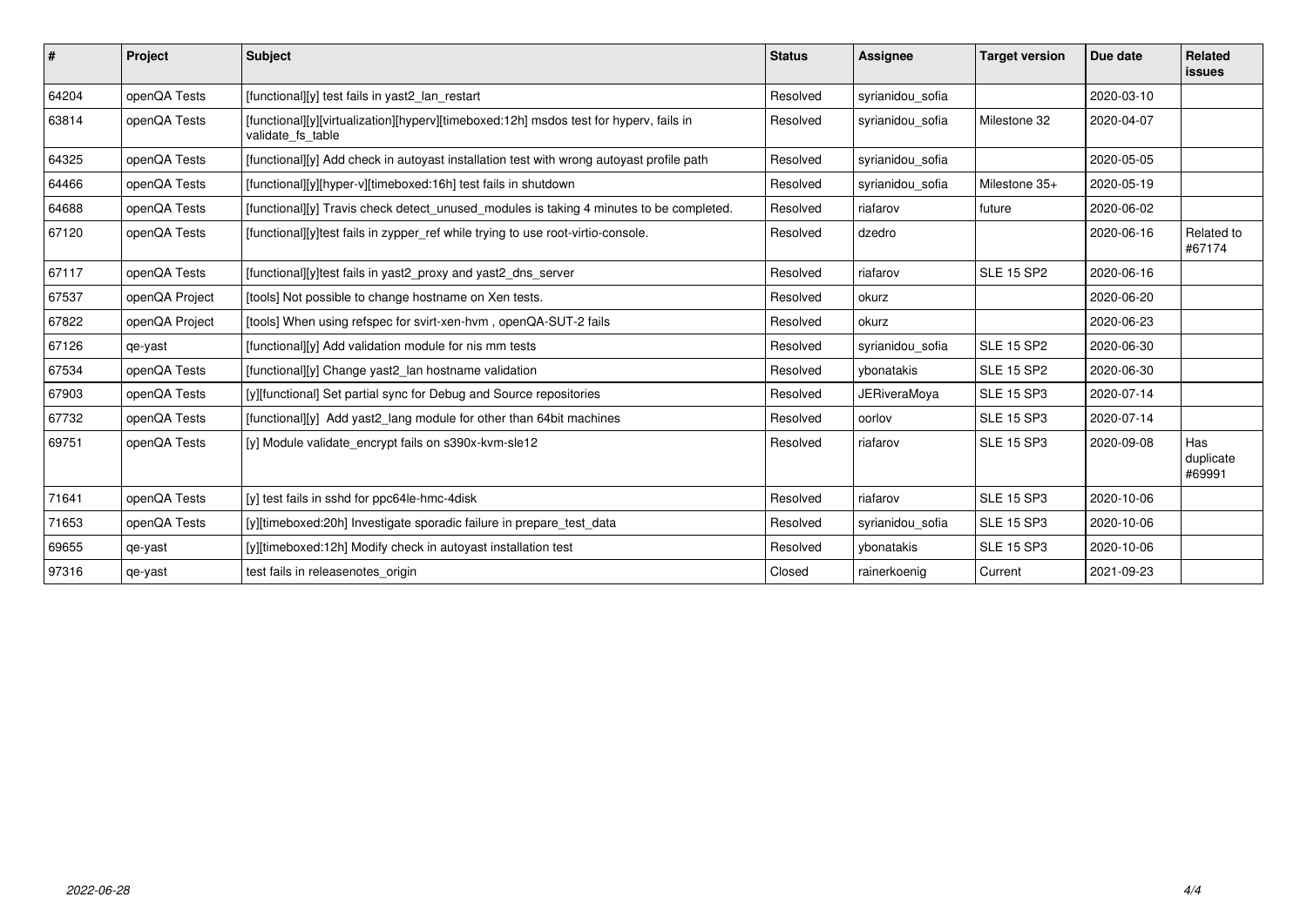| # | Project | Subject | Status | Assignee | Target version | Due date | Related issues |
|---|---|---|---|---|---|---|---|
| 64204 | openQA Tests | [functional][y] test fails in yast2_lan_restart | Resolved | syrianidou_sofia | | 2020-03-10 | |
| 63814 | openQA Tests | [functional][y][virtualization][hyperv][timeboxed:12h] msdos test for hyperv, fails in validate_fs_table | Resolved | syrianidou_sofia | Milestone 32 | 2020-04-07 | |
| 64325 | openQA Tests | [functional][y] Add check in autoyast installation test with wrong autoyast profile path | Resolved | syrianidou_sofia | | 2020-05-05 | |
| 64466 | openQA Tests | [functional][y][hyper-v][timeboxed:16h] test fails in shutdown | Resolved | syrianidou_sofia | Milestone 35+ | 2020-05-19 | |
| 64688 | openQA Tests | [functional][y] Travis check detect_unused_modules is taking 4 minutes to be completed. | Resolved | riafarov | future | 2020-06-02 | |
| 67120 | openQA Tests | [functional][y]test fails in zypper_ref while trying to use root-virtio-console. | Resolved | dzedro | | 2020-06-16 | Related to #67174 |
| 67117 | openQA Tests | [functional][y]test fails in yast2_proxy and yast2_dns_server | Resolved | riafarov | SLE 15 SP2 | 2020-06-16 | |
| 67537 | openQA Project | [tools] Not possible to change hostname on Xen tests. | Resolved | okurz | | 2020-06-20 | |
| 67822 | openQA Project | [tools] When using refspec for svirt-xen-hvm , openQA-SUT-2 fails | Resolved | okurz | | 2020-06-23 | |
| 67126 | qe-yast | [functional][y] Add validation module for nis mm tests | Resolved | syrianidou_sofia | SLE 15 SP2 | 2020-06-30 | |
| 67534 | openQA Tests | [functional][y] Change yast2_lan hostname validation | Resolved | ybonatakis | SLE 15 SP2 | 2020-06-30 | |
| 67903 | openQA Tests | [y][functional] Set partial sync for Debug and Source repositories | Resolved | JERiveraMoya | SLE 15 SP3 | 2020-07-14 | |
| 67732 | openQA Tests | [functional][y] Add yast2_lang module for other than 64bit machines | Resolved | oorlov | SLE 15 SP3 | 2020-07-14 | |
| 69751 | openQA Tests | [y] Module validate_encrypt fails on s390x-kvm-sle12 | Resolved | riafarov | SLE 15 SP3 | 2020-09-08 | Has duplicate #69991 |
| 71641 | openQA Tests | [y] test fails in sshd for ppc64le-hmc-4disk | Resolved | riafarov | SLE 15 SP3 | 2020-10-06 | |
| 71653 | openQA Tests | [y][timeboxed:20h] Investigate sporadic failure in prepare_test_data | Resolved | syrianidou_sofia | SLE 15 SP3 | 2020-10-06 | |
| 69655 | qe-yast | [y][timeboxed:12h] Modify check in autoyast installation test | Resolved | ybonatakis | SLE 15 SP3 | 2020-10-06 | |
| 97316 | qe-yast | test fails in releasenotes_origin | Closed | rainerkoenig | Current | 2021-09-23 | |